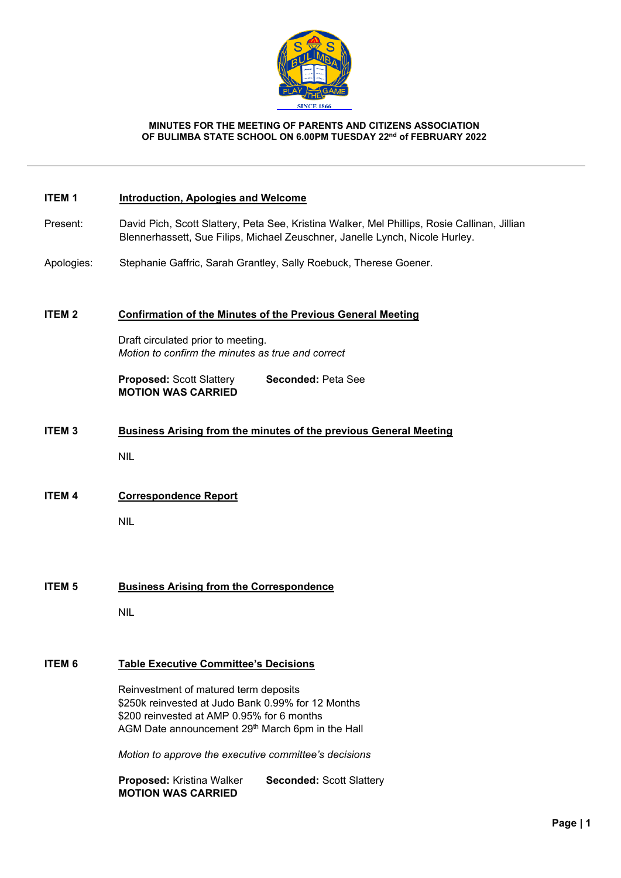**MINUTES FOR THE MEETING OF PARENTS AND CITIZENS ASSOCIATION OF BULIMBA STATE SCHOOL ON 6.00PM TUESDAY 22nd of FEBRUARY 2022**

---

**ITEM 1** **Introduction, Apologies and Welcome**

Present: David Pich, Scott Slattery, Peta See, Kristina Walker, Mel Phillips, Rosie Callinan, Jillian Blennerhassett, Sue Filips, Michael Zeuschner, Janelle Lynch, Nicole Hurley.

Apologies: Stephanie Gaffric, Sarah Grantley, Sally Roebuck, Therese Goener.

**ITEM 2** **Confirmation of the Minutes of the Previous General Meeting**

Draft circulated prior to meeting.
*Motion to confirm the minutes as true and correct*

**Proposed:** Scott Slattery **Seconded:** Peta See
**MOTION WAS CARRIED**

**ITEM 3** **Business Arising from the minutes of the previous General Meeting**

NIL

**ITEM 4** **Correspondence Report**

NIL

**ITEM 5** **Business Arising from the Correspondence**

NIL

**ITEM 6** **Table Executive Committee's Decisions**

Reinvestment of matured term deposits
$250k reinvested at Judo Bank 0.99% for 12 Months
$200 reinvested at AMP 0.95% for 6 months
AGM Date announcement 29th March 6pm in the Hall

*Motion to approve the executive committee's decisions*

**Proposed:** Kristina Walker **Seconded:** Scott Slattery
**MOTION WAS CARRIED**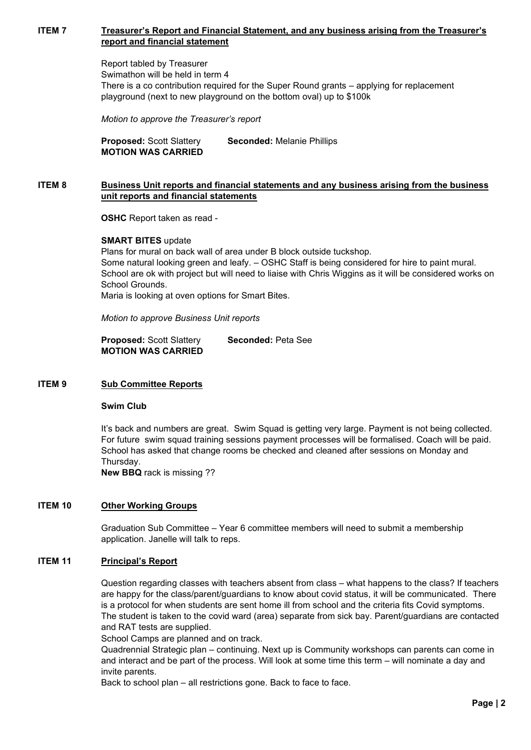## ITEM 7 Treasurer's Report and Financial Statement, and any business arising from the Treasurer's report and financial statement

Report tabled by Treasurer
Swimathon will be held in term 4
There is a co contribution required for the Super Round grants – applying for replacement playground (next to new playground on the bottom oval) up to $100k

*Motion to approve the Treasurer's report*

**Proposed:** Scott Slattery **Seconded:** Melanie Phillips
**MOTION WAS CARRIED**

## ITEM 8 Business Unit reports and financial statements and any business arising from the business unit reports and financial statements

**OSHC** Report taken as read -

**SMART BITES** update
Plans for mural on back wall of area under B block outside tuckshop.
Some natural looking green and leafy. – OSHC Staff is being considered for hire to paint mural.
School are ok with project but will need to liaise with Chris Wiggins as it will be considered works on School Grounds.
Maria is looking at oven options for Smart Bites.

*Motion to approve Business Unit reports*

**Proposed:** Scott Slattery **Seconded:** Peta See
**MOTION WAS CARRIED**

## ITEM 9 Sub Committee Reports

**Swim Club**

It's back and numbers are great. Swim Squad is getting very large. Payment is not being collected. For future swim squad training sessions payment processes will be formalised. Coach will be paid. School has asked that change rooms be checked and cleaned after sessions on Monday and Thursday.
**New BBQ** rack is missing ??

## ITEM 10 Other Working Groups

Graduation Sub Committee – Year 6 committee members will need to submit a membership application. Janelle will talk to reps.

## ITEM 11 Principal's Report

Question regarding classes with teachers absent from class – what happens to the class? If teachers are happy for the class/parent/guardians to know about covid status, it will be communicated. There is a protocol for when students are sent home ill from school and the criteria fits Covid symptoms. The student is taken to the covid ward (area) separate from sick bay. Parent/guardians are contacted and RAT tests are supplied.
School Camps are planned and on track.
Quadrennial Strategic plan – continuing. Next up is Community workshops can parents can come in and interact and be part of the process. Will look at some time this term – will nominate a day and invite parents.
Back to school plan – all restrictions gone. Back to face to face.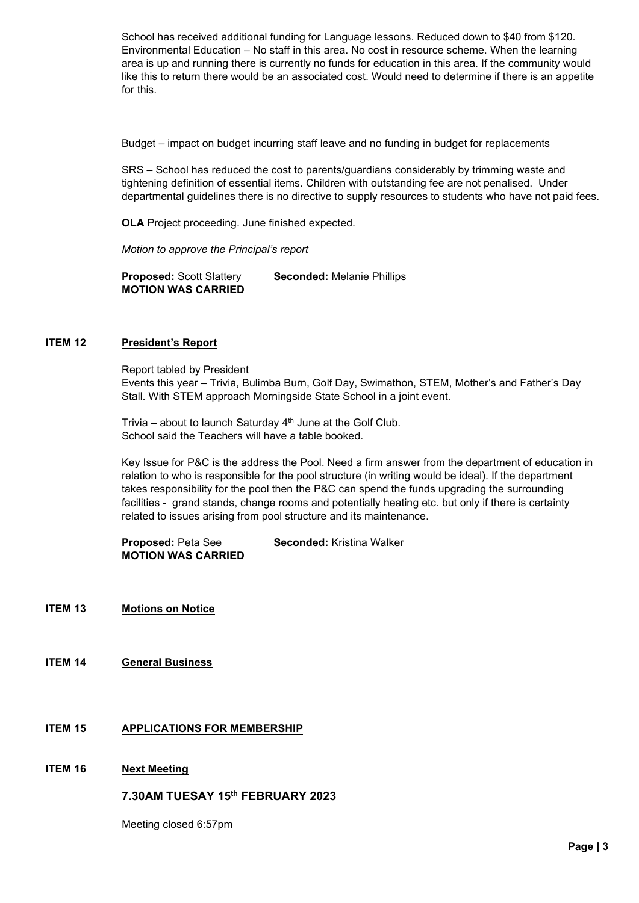School has received additional funding for Language lessons. Reduced down to $40 from $120. Environmental Education – No staff in this area. No cost in resource scheme. When the learning area is up and running there is currently no funds for education in this area. If the community would like this to return there would be an associated cost. Would need to determine if there is an appetite for this.

Budget – impact on budget incurring staff leave and no funding in budget for replacements

SRS – School has reduced the cost to parents/guardians considerably by trimming waste and tightening definition of essential items. Children with outstanding fee are not penalised. Under departmental guidelines there is no directive to supply resources to students who have not paid fees.

**OLA** Project proceeding. June finished expected.

*Motion to approve the Principal's report*

**Proposed:** Scott Slattery **Seconded:** Melanie Phillips
**MOTION WAS CARRIED**

## ITEM 12 President's Report

Report tabled by President
Events this year – Trivia, Bulimba Burn, Golf Day, Swimathon, STEM, Mother's and Father's Day Stall. With STEM approach Morningside State School in a joint event.

Trivia – about to launch Saturday 4th June at the Golf Club.
School said the Teachers will have a table booked.

Key Issue for P&C is the address the Pool. Need a firm answer from the department of education in relation to who is responsible for the pool structure (in writing would be ideal). If the department takes responsibility for the pool then the P&C can spend the funds upgrading the surrounding facilities - grand stands, change rooms and potentially heating etc. but only if there is certainty related to issues arising from pool structure and its maintenance.

**Proposed:** Peta See **Seconded:** Kristina Walker
**MOTION WAS CARRIED**

## ITEM 13 Motions on Notice

## ITEM 14 General Business

## ITEM 15 APPLICATIONS FOR MEMBERSHIP

## ITEM 16 Next Meeting

### 7.30AM TUESAY 15th FEBRUARY 2023

Meeting closed 6:57pm